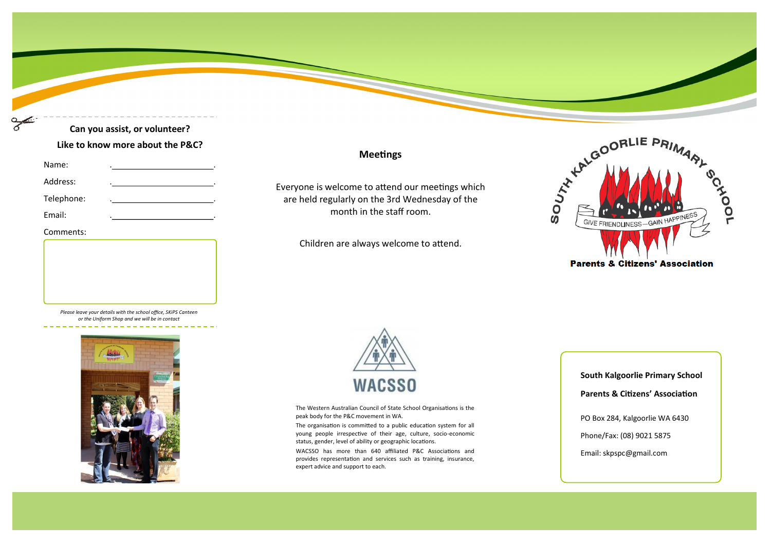**Can you assist, or volunteer?**

**Like to know more about the P&C?**

Name: .______________________.

Address: .______________________.

Telephone: .______________________.

Email: .______________________.

Comments:

*Please leave your details with the school office, SKiPS Canteen or the Uniform Shop and we will be in contact*

## Meetings

Everyone is welcome to attend our meetings which are held regularly on the 3rd Wednesday of the month in the staff room.

Children are always welcome to attend.

WACSSO

The Western Australian Council of State School Organisations is the peak body for the P&C movement in WA.

The organisation is committed to a public education system for all young people irrespective of their age, culture, socio-economic status, gender, level of ability or geographic locations.

WACSSO has more than 640 affiliated P&C Associations and provides representation and services such as training, insurance, expert advice and support to each.

SOUTH KALGOORLIE PRIMARY SCHOOL

GIVE FRIENDLINESS—GAIN HAPPINESS

**Parents & Citizens' Association**

**South Kalgoorlie Primary School**

**Parents & Citizens' Association**

PO Box 284, Kalgoorlie WA 6430

Phone/Fax: (08) 9021 5875

Email: skpspc@gmail.com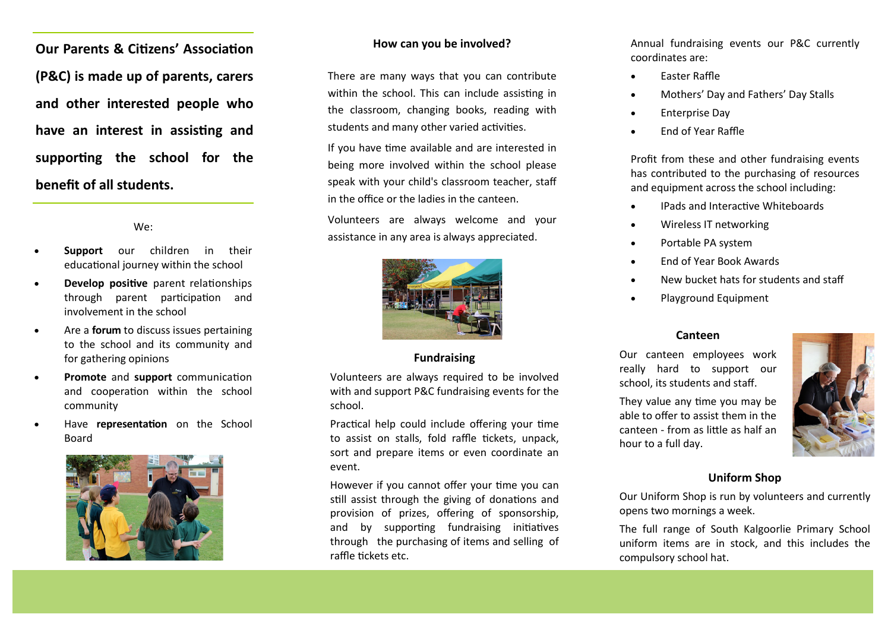**Our Parents & Citizens' Association (P&C) is made up of parents, carers and other interested people who have an interest in assisting and supporting the school for the benefit of all students.**

We:

- **Support** our children in their educational journey within the school
- **Develop positive** parent relationships through parent participation and involvement in the school
- Are a **forum** to discuss issues pertaining to the school and its community and for gathering opinions
- **Promote** and **support** communication and cooperation within the school community
- Have **representation** on the School Board

## How can you be involved?

There are many ways that you can contribute within the school. This can include assisting in the classroom, changing books, reading with students and many other varied activities.

If you have time available and are interested in being more involved within the school please speak with your child's classroom teacher, staff in the office or the ladies in the canteen.

Volunteers are always welcome and your assistance in any area is always appreciated.

### Fundraising

Volunteers are always required to be involved with and support P&C fundraising events for the school.

Practical help could include offering your time to assist on stalls, fold raffle tickets, unpack, sort and prepare items or even coordinate an event.

However if you cannot offer your time you can still assist through the giving of donations and provision of prizes, offering of sponsorship, and by supporting fundraising initiatives through the purchasing of items and selling of raffle tickets etc.

Annual fundraising events our P&C currently coordinates are:

- Easter Raffle
- Mothers' Day and Fathers' Day Stalls
- Enterprise Day
- End of Year Raffle

Profit from these and other fundraising events has contributed to the purchasing of resources and equipment across the school including:

- IPads and Interactive Whiteboards
- Wireless IT networking
- Portable PA system
- End of Year Book Awards
- New bucket hats for students and staff
- Playground Equipment

### Canteen

Our canteen employees work really hard to support our school, its students and staff.

They value any time you may be able to offer to assist them in the canteen - from as little as half an hour to a full day.

### Uniform Shop

Our Uniform Shop is run by volunteers and currently opens two mornings a week.

The full range of South Kalgoorlie Primary School uniform items are in stock, and this includes the compulsory school hat.